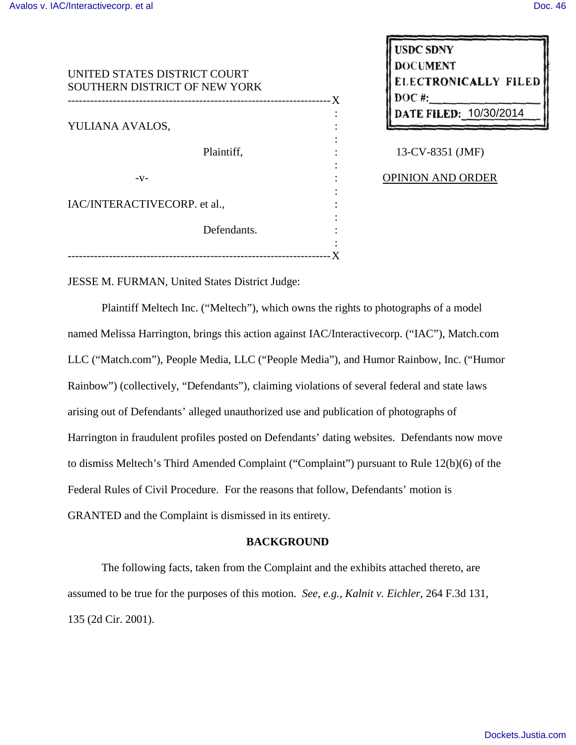UNITED STATES DISTRICT COURT
SOUTHERN DISTRICT OF NEW YORK

---

YULIANA AVALOS,

Plaintiff,

-v-

IAC/INTERACTIVECORP. et al.,

Defendants.

---

USDC SDNY
DOCUMENT
ELECTRONICALLY FILED
DOC #:
DATE FILED: 10/30/2014

13-CV-8351 (JMF)

OPINION AND ORDER

JESSE M. FURMAN, United States District Judge:

Plaintiff Meltech Inc. ("Meltech"), which owns the rights to photographs of a model named Melissa Harrington, brings this action against IAC/Interactivecorp. ("IAC"), Match.com LLC ("Match.com"), People Media, LLC ("People Media"), and Humor Rainbow, Inc. ("Humor Rainbow") (collectively, "Defendants"), claiming violations of several federal and state laws arising out of Defendants' alleged unauthorized use and publication of photographs of Harrington in fraudulent profiles posted on Defendants' dating websites. Defendants now move to dismiss Meltech's Third Amended Complaint ("Complaint") pursuant to Rule 12(b)(6) of the Federal Rules of Civil Procedure. For the reasons that follow, Defendants' motion is GRANTED and the Complaint is dismissed in its entirety.

**BACKGROUND**

The following facts, taken from the Complaint and the exhibits attached thereto, are assumed to be true for the purposes of this motion. *See, e.g.*, *Kalnit v. Eichler*, 264 F.3d 131, 135 (2d Cir. 2001).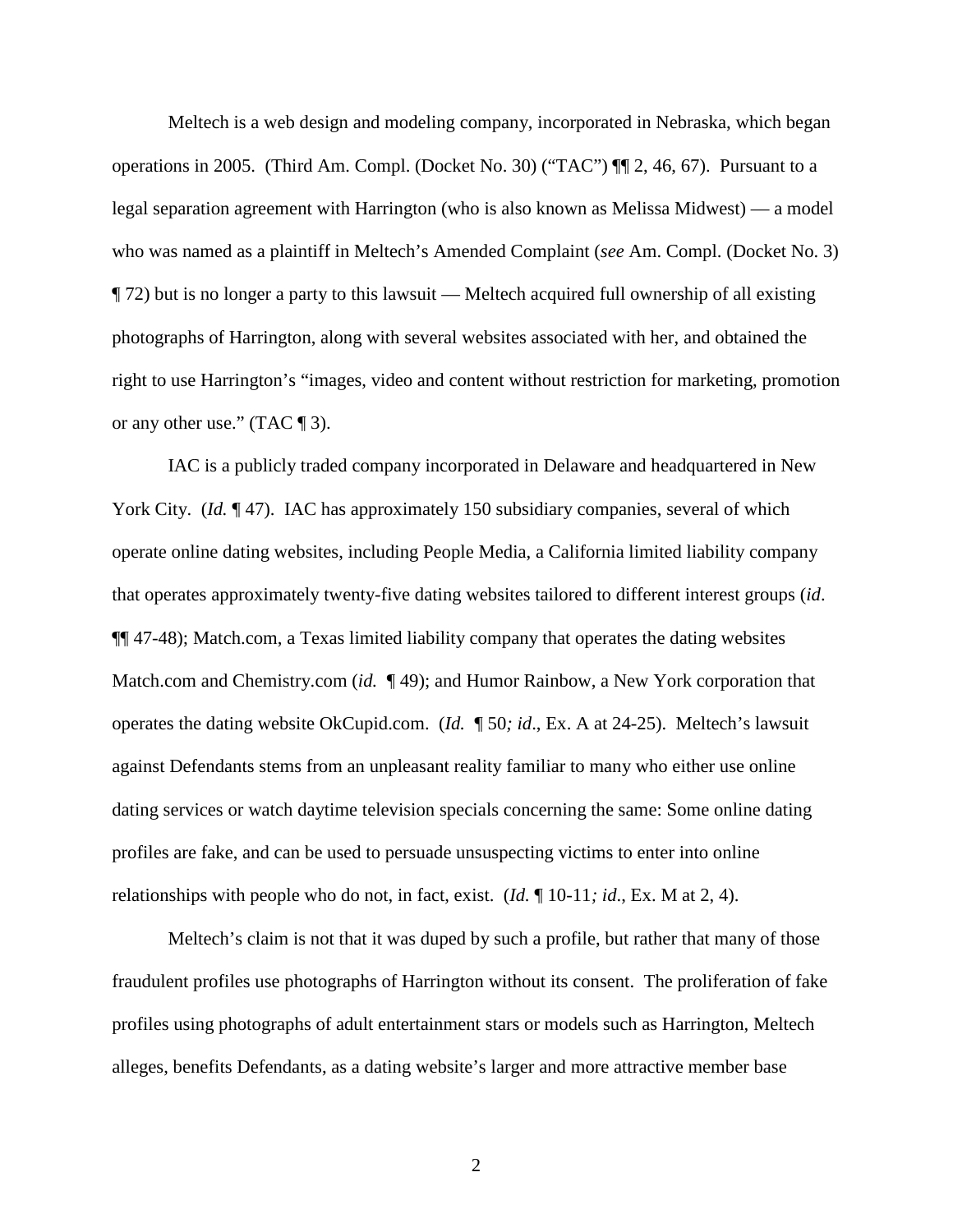Meltech is a web design and modeling company, incorporated in Nebraska, which began operations in 2005. (Third Am. Compl. (Docket No. 30) ("TAC") ¶¶ 2, 46, 67). Pursuant to a legal separation agreement with Harrington (who is also known as Melissa Midwest) — a model who was named as a plaintiff in Meltech's Amended Complaint (*see* Am. Compl. (Docket No. 3) ¶ 72) but is no longer a party to this lawsuit — Meltech acquired full ownership of all existing photographs of Harrington, along with several websites associated with her, and obtained the right to use Harrington's "images, video and content without restriction for marketing, promotion or any other use." (TAC ¶ 3).

IAC is a publicly traded company incorporated in Delaware and headquartered in New York City. (*Id.* ¶ 47). IAC has approximately 150 subsidiary companies, several of which operate online dating websites, including People Media, a California limited liability company that operates approximately twenty-five dating websites tailored to different interest groups (*id*. ¶¶ 47-48); Match.com, a Texas limited liability company that operates the dating websites Match.com and Chemistry.com (*id.* ¶ 49); and Humor Rainbow, a New York corporation that operates the dating website OkCupid.com. (*Id.* ¶ 50*; id*., Ex. A at 24-25). Meltech's lawsuit against Defendants stems from an unpleasant reality familiar to many who either use online dating services or watch daytime television specials concerning the same: Some online dating profiles are fake, and can be used to persuade unsuspecting victims to enter into online relationships with people who do not, in fact, exist. (*Id.* ¶ 10-11*; id*., Ex. M at 2, 4).

Meltech's claim is not that it was duped by such a profile, but rather that many of those fraudulent profiles use photographs of Harrington without its consent. The proliferation of fake profiles using photographs of adult entertainment stars or models such as Harrington, Meltech alleges, benefits Defendants, as a dating website's larger and more attractive member base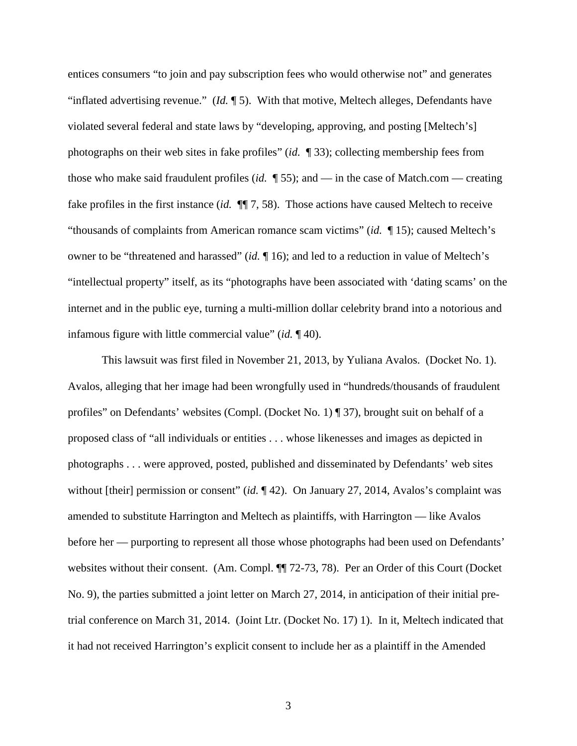entices consumers "to join and pay subscription fees who would otherwise not" and generates "inflated advertising revenue." (*Id.* ¶ 5). With that motive, Meltech alleges, Defendants have violated several federal and state laws by "developing, approving, and posting [Meltech's] photographs on their web sites in fake profiles" (*id.* ¶ 33); collecting membership fees from those who make said fraudulent profiles (*id.* ¶ 55); and — in the case of Match.com — creating fake profiles in the first instance (*id.* ¶¶ 7, 58). Those actions have caused Meltech to receive "thousands of complaints from American romance scam victims" (*id.* ¶ 15); caused Meltech's owner to be "threatened and harassed" (*id.* ¶ 16); and led to a reduction in value of Meltech's "intellectual property" itself, as its "photographs have been associated with 'dating scams' on the internet and in the public eye, turning a multi-million dollar celebrity brand into a notorious and infamous figure with little commercial value" (*id.* ¶ 40).

This lawsuit was first filed in November 21, 2013, by Yuliana Avalos. (Docket No. 1). Avalos, alleging that her image had been wrongfully used in "hundreds/thousands of fraudulent profiles" on Defendants' websites (Compl. (Docket No. 1) ¶ 37), brought suit on behalf of a proposed class of "all individuals or entities . . . whose likenesses and images as depicted in photographs . . . were approved, posted, published and disseminated by Defendants' web sites without [their] permission or consent" (*id.* ¶ 42). On January 27, 2014, Avalos's complaint was amended to substitute Harrington and Meltech as plaintiffs, with Harrington — like Avalos before her — purporting to represent all those whose photographs had been used on Defendants' websites without their consent. (Am. Compl. ¶¶ 72-73, 78). Per an Order of this Court (Docket No. 9), the parties submitted a joint letter on March 27, 2014, in anticipation of their initial pre-trial conference on March 31, 2014. (Joint Ltr. (Docket No. 17) 1). In it, Meltech indicated that it had not received Harrington's explicit consent to include her as a plaintiff in the Amended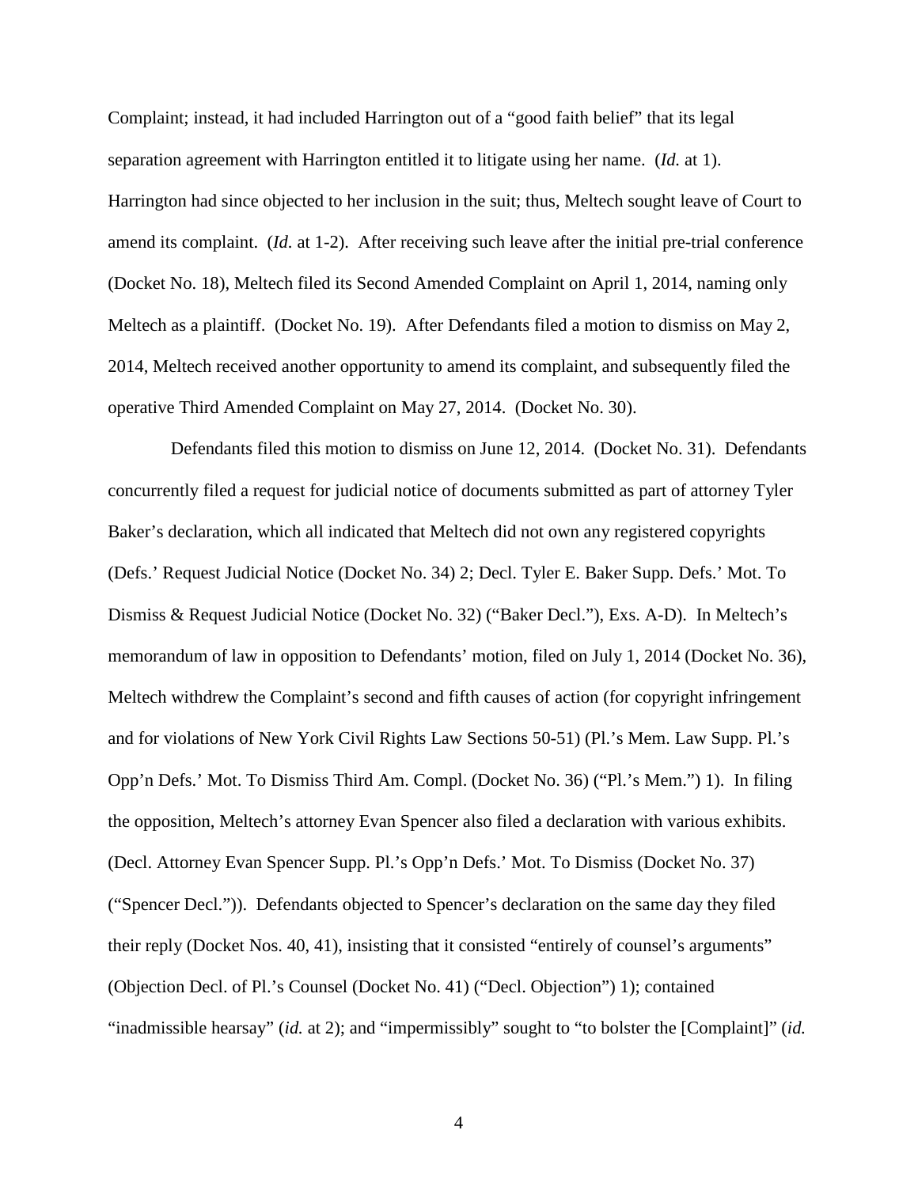Complaint; instead, it had included Harrington out of a "good faith belief" that its legal separation agreement with Harrington entitled it to litigate using her name. (*Id.* at 1). Harrington had since objected to her inclusion in the suit; thus, Meltech sought leave of Court to amend its complaint. (*Id*. at 1-2). After receiving such leave after the initial pre-trial conference (Docket No. 18), Meltech filed its Second Amended Complaint on April 1, 2014, naming only Meltech as a plaintiff. (Docket No. 19). After Defendants filed a motion to dismiss on May 2, 2014, Meltech received another opportunity to amend its complaint, and subsequently filed the operative Third Amended Complaint on May 27, 2014. (Docket No. 30).

Defendants filed this motion to dismiss on June 12, 2014. (Docket No. 31). Defendants concurrently filed a request for judicial notice of documents submitted as part of attorney Tyler Baker's declaration, which all indicated that Meltech did not own any registered copyrights (Defs.' Request Judicial Notice (Docket No. 34) 2; Decl. Tyler E. Baker Supp. Defs.' Mot. To Dismiss & Request Judicial Notice (Docket No. 32) ("Baker Decl."), Exs. A-D). In Meltech's memorandum of law in opposition to Defendants' motion, filed on July 1, 2014 (Docket No. 36), Meltech withdrew the Complaint's second and fifth causes of action (for copyright infringement and for violations of New York Civil Rights Law Sections 50-51) (Pl.'s Mem. Law Supp. Pl.'s Opp'n Defs.' Mot. To Dismiss Third Am. Compl. (Docket No. 36) ("Pl.'s Mem.") 1). In filing the opposition, Meltech's attorney Evan Spencer also filed a declaration with various exhibits. (Decl. Attorney Evan Spencer Supp. Pl.'s Opp'n Defs.' Mot. To Dismiss (Docket No. 37) ("Spencer Decl.")). Defendants objected to Spencer's declaration on the same day they filed their reply (Docket Nos. 40, 41), insisting that it consisted "entirely of counsel's arguments" (Objection Decl. of Pl.'s Counsel (Docket No. 41) ("Decl. Objection") 1); contained "inadmissible hearsay" (*id.* at 2); and "impermissibly" sought to "to bolster the [Complaint]" (*id.*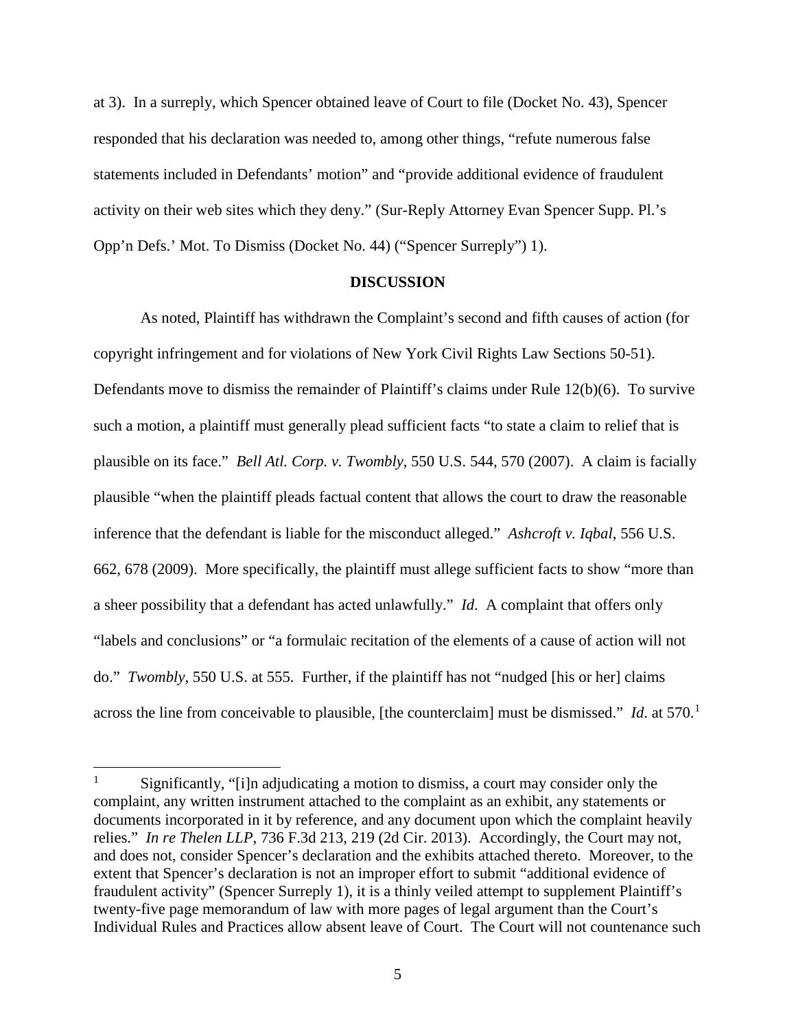at 3). In a surreply, which Spencer obtained leave of Court to file (Docket No. 43), Spencer responded that his declaration was needed to, among other things, "refute numerous false statements included in Defendants' motion" and "provide additional evidence of fraudulent activity on their web sites which they deny." (Sur-Reply Attorney Evan Spencer Supp. Pl.'s Opp'n Defs.' Mot. To Dismiss (Docket No. 44) ("Spencer Surreply") 1).

## DISCUSSION

As noted, Plaintiff has withdrawn the Complaint's second and fifth causes of action (for copyright infringement and for violations of New York Civil Rights Law Sections 50-51). Defendants move to dismiss the remainder of Plaintiff's claims under Rule 12(b)(6). To survive such a motion, a plaintiff must generally plead sufficient facts "to state a claim to relief that is plausible on its face." *Bell Atl. Corp. v. Twombly*, 550 U.S. 544, 570 (2007). A claim is facially plausible "when the plaintiff pleads factual content that allows the court to draw the reasonable inference that the defendant is liable for the misconduct alleged." *Ashcroft v. Iqbal*, 556 U.S. 662, 678 (2009). More specifically, the plaintiff must allege sufficient facts to show "more than a sheer possibility that a defendant has acted unlawfully." *Id*. A complaint that offers only "labels and conclusions" or "a formulaic recitation of the elements of a cause of action will not do." *Twombly*, 550 U.S. at 555. Further, if the plaintiff has not "nudged [his or her] claims across the line from conceivable to plausible, [the counterclaim] must be dismissed." *Id*. at 570.[1]

---

[1] Significantly, "[i]n adjudicating a motion to dismiss, a court may consider only the complaint, any written instrument attached to the complaint as an exhibit, any statements or documents incorporated in it by reference, and any document upon which the complaint heavily relies." *In re Thelen LLP*, 736 F.3d 213, 219 (2d Cir. 2013). Accordingly, the Court may not, and does not, consider Spencer's declaration and the exhibits attached thereto. Moreover, to the extent that Spencer's declaration is not an improper effort to submit "additional evidence of fraudulent activity" (Spencer Surreply 1), it is a thinly veiled attempt to supplement Plaintiff's twenty-five page memorandum of law with more pages of legal argument than the Court's Individual Rules and Practices allow absent leave of Court. The Court will not countenance such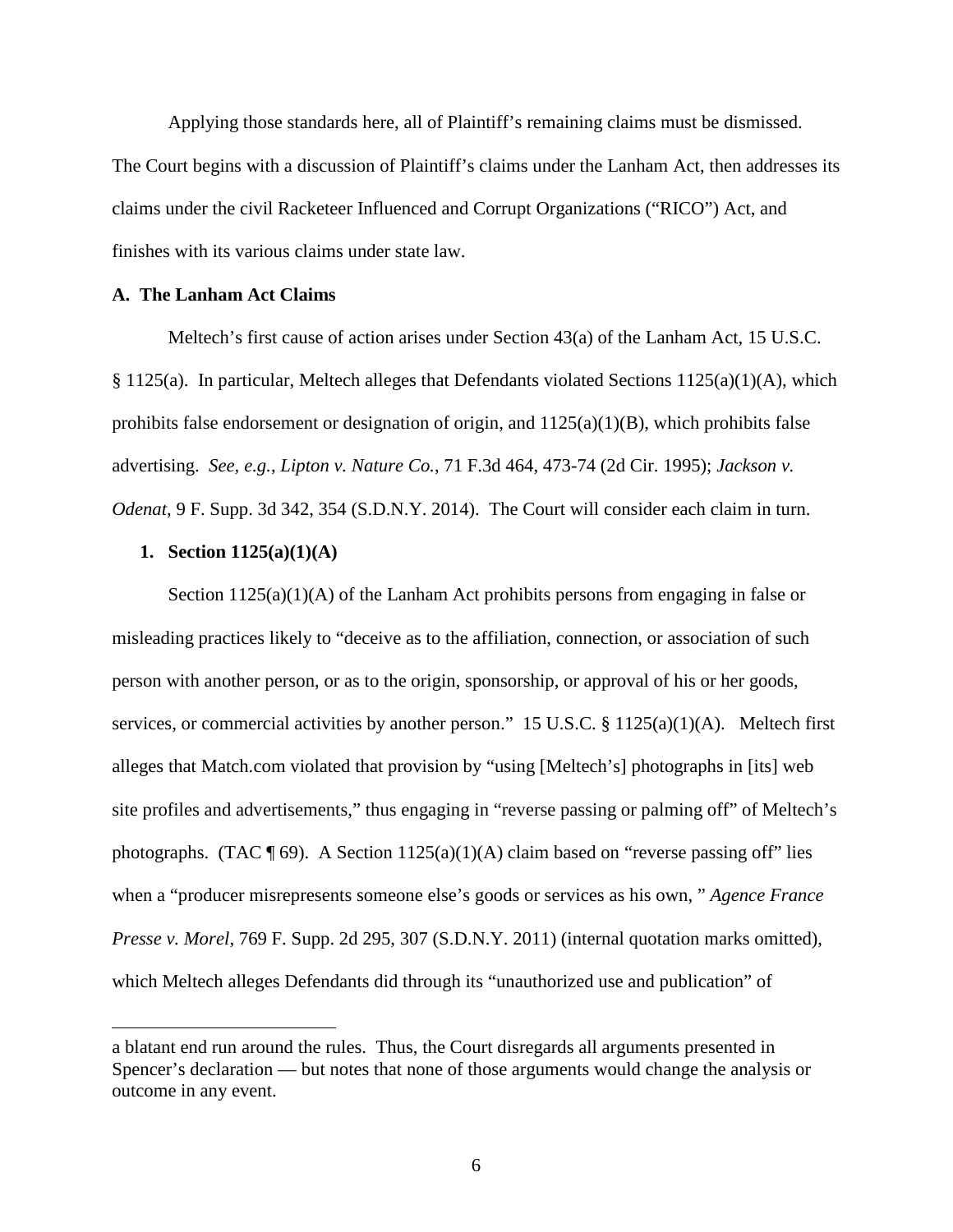Applying those standards here, all of Plaintiff's remaining claims must be dismissed. The Court begins with a discussion of Plaintiff's claims under the Lanham Act, then addresses its claims under the civil Racketeer Influenced and Corrupt Organizations ("RICO") Act, and finishes with its various claims under state law.

### A. The Lanham Act Claims

Meltech's first cause of action arises under Section 43(a) of the Lanham Act, 15 U.S.C. § 1125(a). In particular, Meltech alleges that Defendants violated Sections 1125(a)(1)(A), which prohibits false endorsement or designation of origin, and 1125(a)(1)(B), which prohibits false advertising. *See, e.g.*, *Lipton v. Nature Co.*, 71 F.3d 464, 473-74 (2d Cir. 1995); *Jackson v. Odenat*, 9 F. Supp. 3d 342, 354 (S.D.N.Y. 2014). The Court will consider each claim in turn.

#### 1. Section 1125(a)(1)(A)

Section 1125(a)(1)(A) of the Lanham Act prohibits persons from engaging in false or misleading practices likely to "deceive as to the affiliation, connection, or association of such person with another person, or as to the origin, sponsorship, or approval of his or her goods, services, or commercial activities by another person." 15 U.S.C. § 1125(a)(1)(A). Meltech first alleges that Match.com violated that provision by "using [Meltech's] photographs in [its] web site profiles and advertisements," thus engaging in "reverse passing or palming off" of Meltech's photographs. (TAC ¶ 69). A Section 1125(a)(1)(A) claim based on "reverse passing off" lies when a "producer misrepresents someone else's goods or services as his own, " *Agence France Presse v. Morel*, 769 F. Supp. 2d 295, 307 (S.D.N.Y. 2011) (internal quotation marks omitted), which Meltech alleges Defendants did through its "unauthorized use and publication" of

---

a blatant end run around the rules. Thus, the Court disregards all arguments presented in Spencer's declaration — but notes that none of those arguments would change the analysis or outcome in any event.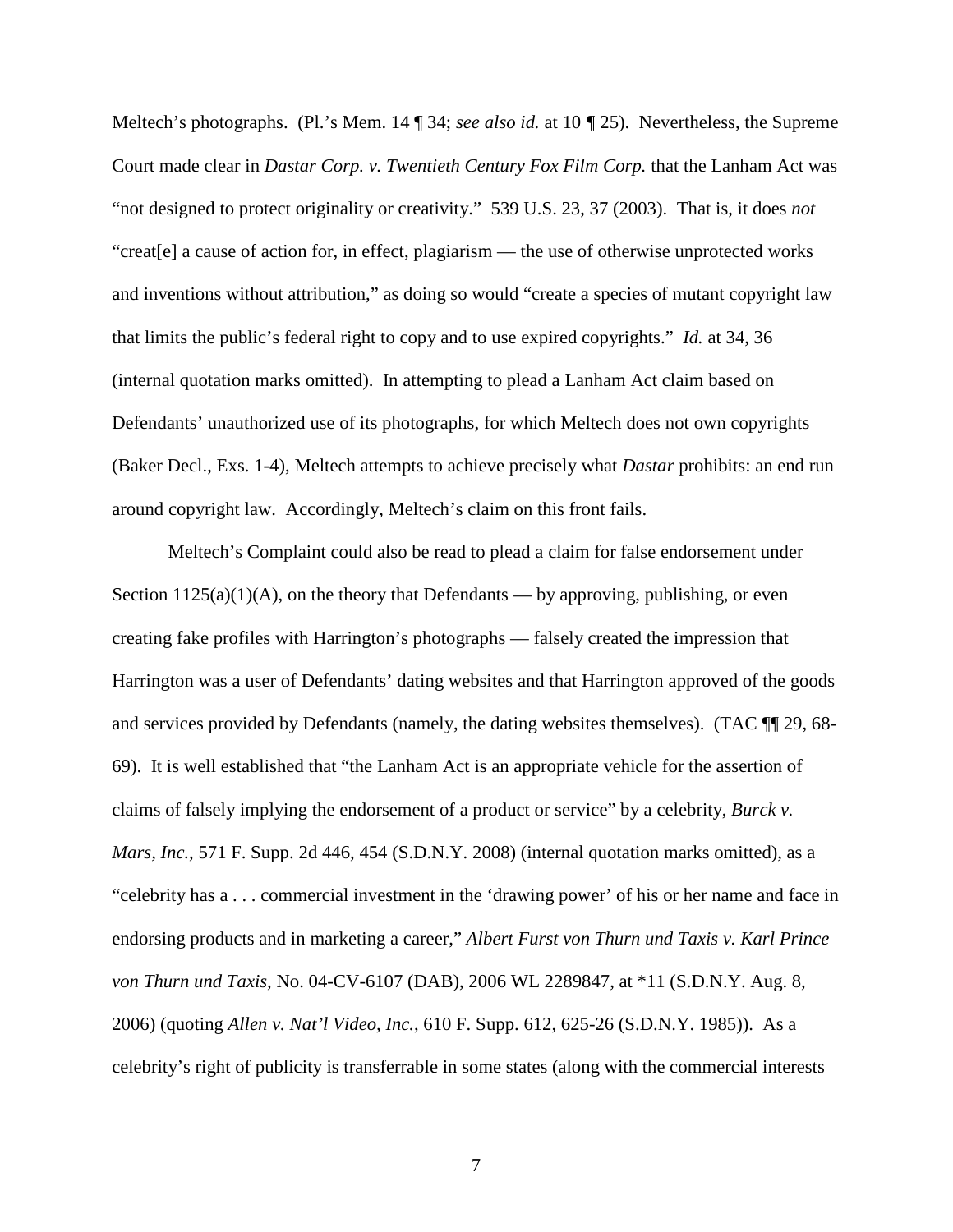Meltech's photographs. (Pl.'s Mem. 14 ¶ 34; *see also id.* at 10 ¶ 25). Nevertheless, the Supreme Court made clear in *Dastar Corp. v. Twentieth Century Fox Film Corp.* that the Lanham Act was "not designed to protect originality or creativity." 539 U.S. 23, 37 (2003). That is, it does *not* "creat[e] a cause of action for, in effect, plagiarism — the use of otherwise unprotected works and inventions without attribution," as doing so would "create a species of mutant copyright law that limits the public's federal right to copy and to use expired copyrights." *Id.* at 34, 36 (internal quotation marks omitted). In attempting to plead a Lanham Act claim based on Defendants' unauthorized use of its photographs, for which Meltech does not own copyrights (Baker Decl., Exs. 1-4), Meltech attempts to achieve precisely what *Dastar* prohibits: an end run around copyright law. Accordingly, Meltech's claim on this front fails.

Meltech's Complaint could also be read to plead a claim for false endorsement under Section 1125(a)(1)(A), on the theory that Defendants — by approving, publishing, or even creating fake profiles with Harrington's photographs — falsely created the impression that Harrington was a user of Defendants' dating websites and that Harrington approved of the goods and services provided by Defendants (namely, the dating websites themselves). (TAC ¶¶ 29, 68-69). It is well established that "the Lanham Act is an appropriate vehicle for the assertion of claims of falsely implying the endorsement of a product or service" by a celebrity, *Burck v. Mars, Inc.*, 571 F. Supp. 2d 446, 454 (S.D.N.Y. 2008) (internal quotation marks omitted), as a "celebrity has a . . . commercial investment in the 'drawing power' of his or her name and face in endorsing products and in marketing a career," *Albert Furst von Thurn und Taxis v. Karl Prince von Thurn und Taxis*, No. 04-CV-6107 (DAB), 2006 WL 2289847, at *11 (S.D.N.Y. Aug. 8, 2006) (quoting *Allen v. Nat'l Video, Inc.*, 610 F. Supp. 612, 625-26 (S.D.N.Y. 1985)). As a celebrity's right of publicity is transferrable in some states (along with the commercial interests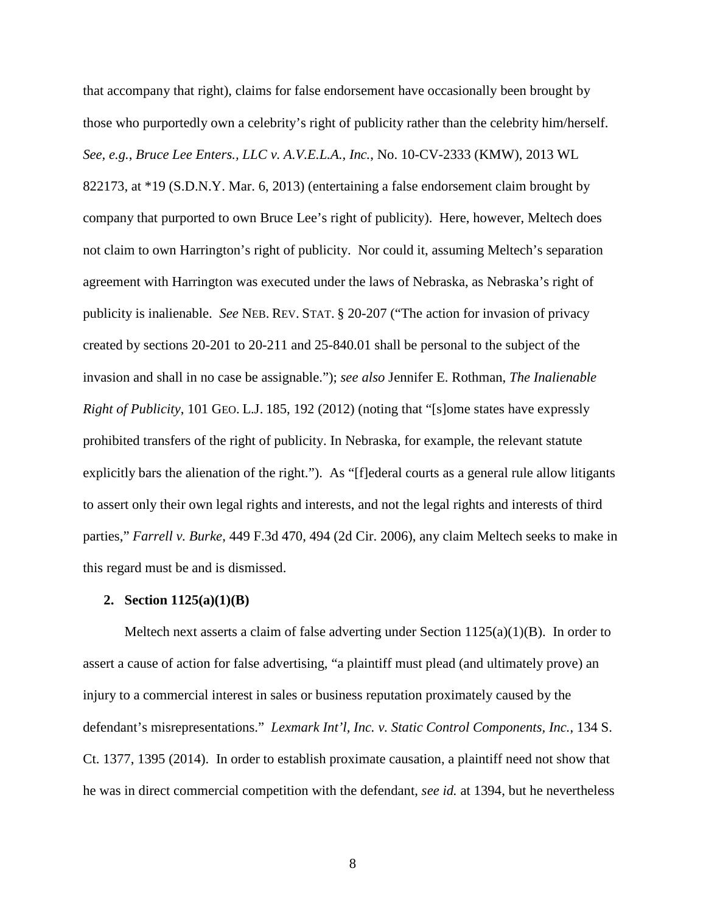that accompany that right), claims for false endorsement have occasionally been brought by those who purportedly own a celebrity's right of publicity rather than the celebrity him/herself. *See, e.g.*, *Bruce Lee Enters., LLC v. A.V.E.L.A., Inc.*, No. 10-CV-2333 (KMW), 2013 WL 822173, at *19 (S.D.N.Y. Mar. 6, 2013) (entertaining a false endorsement claim brought by company that purported to own Bruce Lee's right of publicity). Here, however, Meltech does not claim to own Harrington's right of publicity. Nor could it, assuming Meltech's separation agreement with Harrington was executed under the laws of Nebraska, as Nebraska's right of publicity is inalienable. *See* NEB. REV. STAT. § 20-207 ("The action for invasion of privacy created by sections 20-201 to 20-211 and 25-840.01 shall be personal to the subject of the invasion and shall in no case be assignable."); *see also* Jennifer E. Rothman, *The Inalienable Right of Publicity*, 101 GEO. L.J. 185, 192 (2012) (noting that "[s]ome states have expressly prohibited transfers of the right of publicity. In Nebraska, for example, the relevant statute explicitly bars the alienation of the right."). As "[f]ederal courts as a general rule allow litigants to assert only their own legal rights and interests, and not the legal rights and interests of third parties," *Farrell v. Burke*, 449 F.3d 470, 494 (2d Cir. 2006), any claim Meltech seeks to make in this regard must be and is dismissed.

**2. Section 1125(a)(1)(B)**

Meltech next asserts a claim of false adverting under Section 1125(a)(1)(B). In order to assert a cause of action for false advertising, "a plaintiff must plead (and ultimately prove) an injury to a commercial interest in sales or business reputation proximately caused by the defendant's misrepresentations." *Lexmark Int'l, Inc. v. Static Control Components, Inc.*, 134 S. Ct. 1377, 1395 (2014). In order to establish proximate causation, a plaintiff need not show that he was in direct commercial competition with the defendant, *see id.* at 1394, but he nevertheless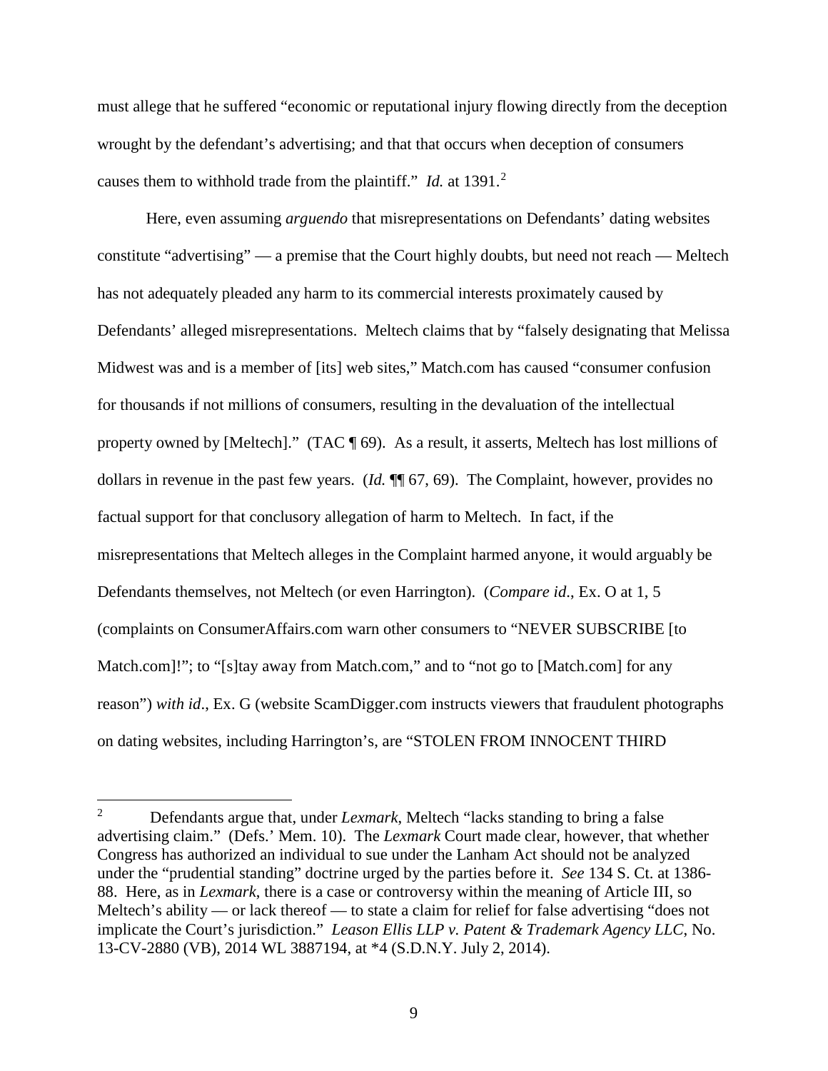must allege that he suffered "economic or reputational injury flowing directly from the deception wrought by the defendant's advertising; and that that occurs when deception of consumers causes them to withhold trade from the plaintiff." *Id.* at 1391.[2]

Here, even assuming *arguendo* that misrepresentations on Defendants' dating websites constitute "advertising" — a premise that the Court highly doubts, but need not reach — Meltech has not adequately pleaded any harm to its commercial interests proximately caused by Defendants' alleged misrepresentations. Meltech claims that by "falsely designating that Melissa Midwest was and is a member of [its] web sites," Match.com has caused "consumer confusion for thousands if not millions of consumers, resulting in the devaluation of the intellectual property owned by [Meltech]." (TAC ¶ 69). As a result, it asserts, Meltech has lost millions of dollars in revenue in the past few years. (*Id.* ¶¶ 67, 69). The Complaint, however, provides no factual support for that conclusory allegation of harm to Meltech. In fact, if the misrepresentations that Meltech alleges in the Complaint harmed anyone, it would arguably be Defendants themselves, not Meltech (or even Harrington). (*Compare id*., Ex. O at 1, 5 (complaints on ConsumerAffairs.com warn other consumers to "NEVER SUBSCRIBE [to Match.com]!"; to "[s]tay away from Match.com," and to "not go to [Match.com] for any reason") *with id*., Ex. G (website ScamDigger.com instructs viewers that fraudulent photographs on dating websites, including Harrington's, are "STOLEN FROM INNOCENT THIRD

---

[2] Defendants argue that, under *Lexmark*, Meltech "lacks standing to bring a false advertising claim." (Defs.' Mem. 10). The *Lexmark* Court made clear, however, that whether Congress has authorized an individual to sue under the Lanham Act should not be analyzed under the "prudential standing" doctrine urged by the parties before it. *See* 134 S. Ct. at 1386-88. Here, as in *Lexmark*, there is a case or controversy within the meaning of Article III, so Meltech's ability — or lack thereof — to state a claim for relief for false advertising "does not implicate the Court's jurisdiction." *Leason Ellis LLP v. Patent & Trademark Agency LLC*, No. 13-CV-2880 (VB), 2014 WL 3887194, at *4 (S.D.N.Y. July 2, 2014).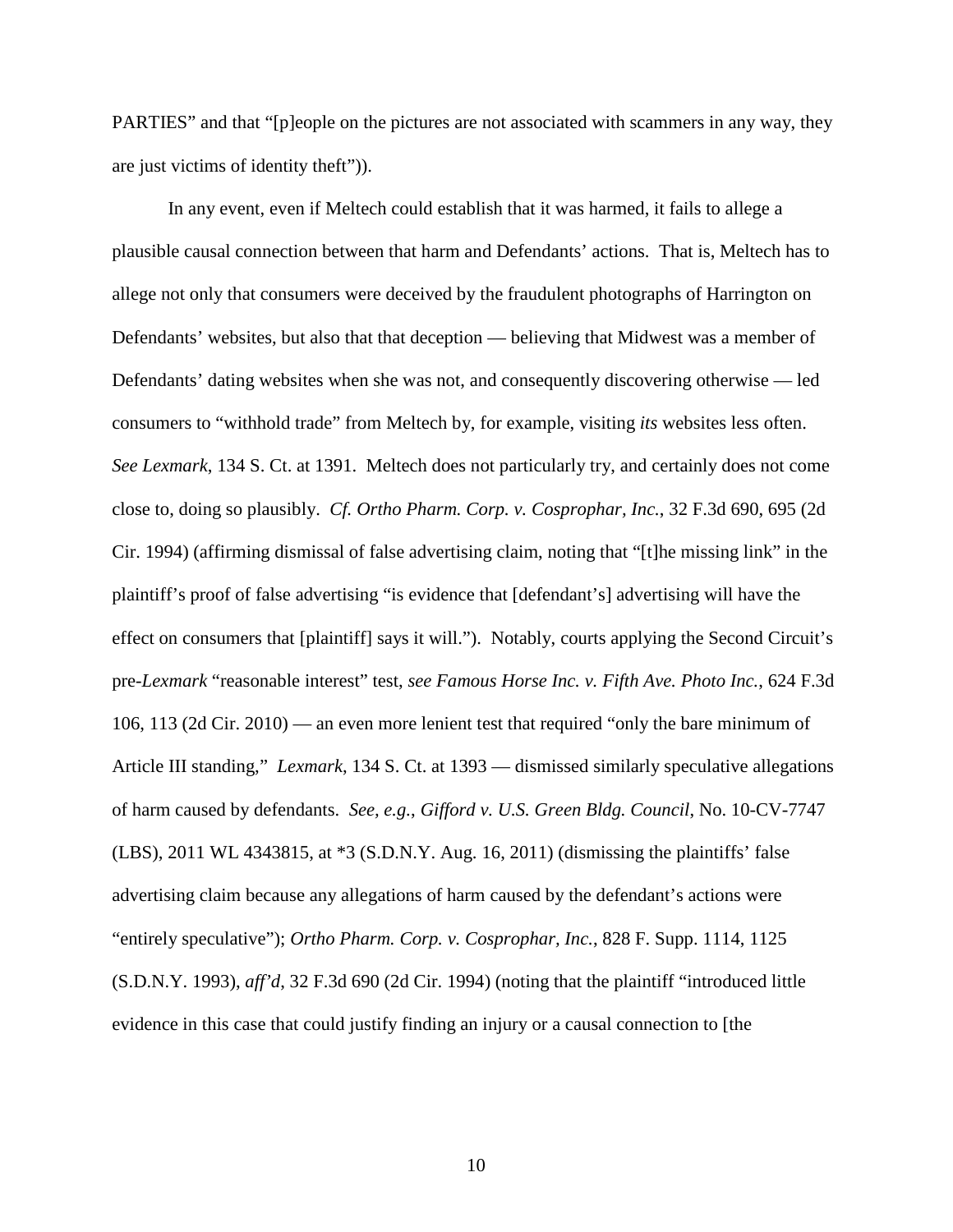PARTIES" and that "[p]eople on the pictures are not associated with scammers in any way, they are just victims of identity theft")).

In any event, even if Meltech could establish that it was harmed, it fails to allege a plausible causal connection between that harm and Defendants' actions. That is, Meltech has to allege not only that consumers were deceived by the fraudulent photographs of Harrington on Defendants' websites, but also that that deception — believing that Midwest was a member of Defendants' dating websites when she was not, and consequently discovering otherwise — led consumers to "withhold trade" from Meltech by, for example, visiting *its* websites less often. *See Lexmark*, 134 S. Ct. at 1391. Meltech does not particularly try, and certainly does not come close to, doing so plausibly. *Cf. Ortho Pharm. Corp. v. Cosprophar, Inc.*, 32 F.3d 690, 695 (2d Cir. 1994) (affirming dismissal of false advertising claim, noting that "[t]he missing link" in the plaintiff's proof of false advertising "is evidence that [defendant's] advertising will have the effect on consumers that [plaintiff] says it will."). Notably, courts applying the Second Circuit's pre-*Lexmark* "reasonable interest" test, *see Famous Horse Inc. v. Fifth Ave. Photo Inc.*, 624 F.3d 106, 113 (2d Cir. 2010) — an even more lenient test that required "only the bare minimum of Article III standing," *Lexmark*, 134 S. Ct. at 1393 — dismissed similarly speculative allegations of harm caused by defendants. *See, e.g.*, *Gifford v. U.S. Green Bldg. Council*, No. 10-CV-7747 (LBS), 2011 WL 4343815, at *3 (S.D.N.Y. Aug. 16, 2011) (dismissing the plaintiffs' false advertising claim because any allegations of harm caused by the defendant's actions were "entirely speculative"); *Ortho Pharm. Corp. v. Cosprophar, Inc.*, 828 F. Supp. 1114, 1125 (S.D.N.Y. 1993), *aff'd*, 32 F.3d 690 (2d Cir. 1994) (noting that the plaintiff "introduced little evidence in this case that could justify finding an injury or a causal connection to [the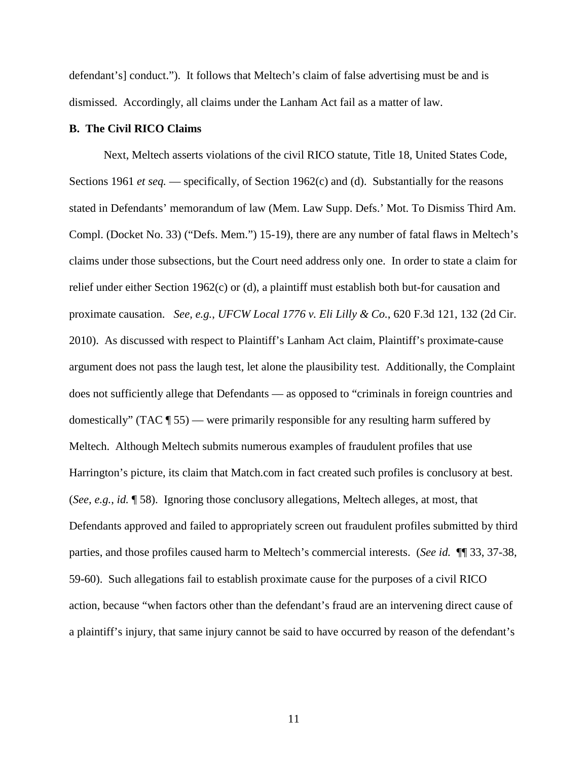defendant's] conduct."). It follows that Meltech's claim of false advertising must be and is dismissed. Accordingly, all claims under the Lanham Act fail as a matter of law.

**B. The Civil RICO Claims**

Next, Meltech asserts violations of the civil RICO statute, Title 18, United States Code, Sections 1961 *et seq.* — specifically, of Section 1962(c) and (d). Substantially for the reasons stated in Defendants' memorandum of law (Mem. Law Supp. Defs.' Mot. To Dismiss Third Am. Compl. (Docket No. 33) ("Defs. Mem.") 15-19), there are any number of fatal flaws in Meltech's claims under those subsections, but the Court need address only one. In order to state a claim for relief under either Section 1962(c) or (d), a plaintiff must establish both but-for causation and proximate causation. *See, e.g.*, *UFCW Local 1776 v. Eli Lilly & Co.*, 620 F.3d 121, 132 (2d Cir. 2010). As discussed with respect to Plaintiff's Lanham Act claim, Plaintiff's proximate-cause argument does not pass the laugh test, let alone the plausibility test. Additionally, the Complaint does not sufficiently allege that Defendants — as opposed to "criminals in foreign countries and domestically" (TAC ¶ 55) — were primarily responsible for any resulting harm suffered by Meltech. Although Meltech submits numerous examples of fraudulent profiles that use Harrington's picture, its claim that Match.com in fact created such profiles is conclusory at best. (*See, e.g.*, *id.* ¶ 58). Ignoring those conclusory allegations, Meltech alleges, at most, that Defendants approved and failed to appropriately screen out fraudulent profiles submitted by third parties, and those profiles caused harm to Meltech's commercial interests. (*See id.* ¶¶ 33, 37-38, 59-60). Such allegations fail to establish proximate cause for the purposes of a civil RICO action, because "when factors other than the defendant's fraud are an intervening direct cause of a plaintiff's injury, that same injury cannot be said to have occurred by reason of the defendant's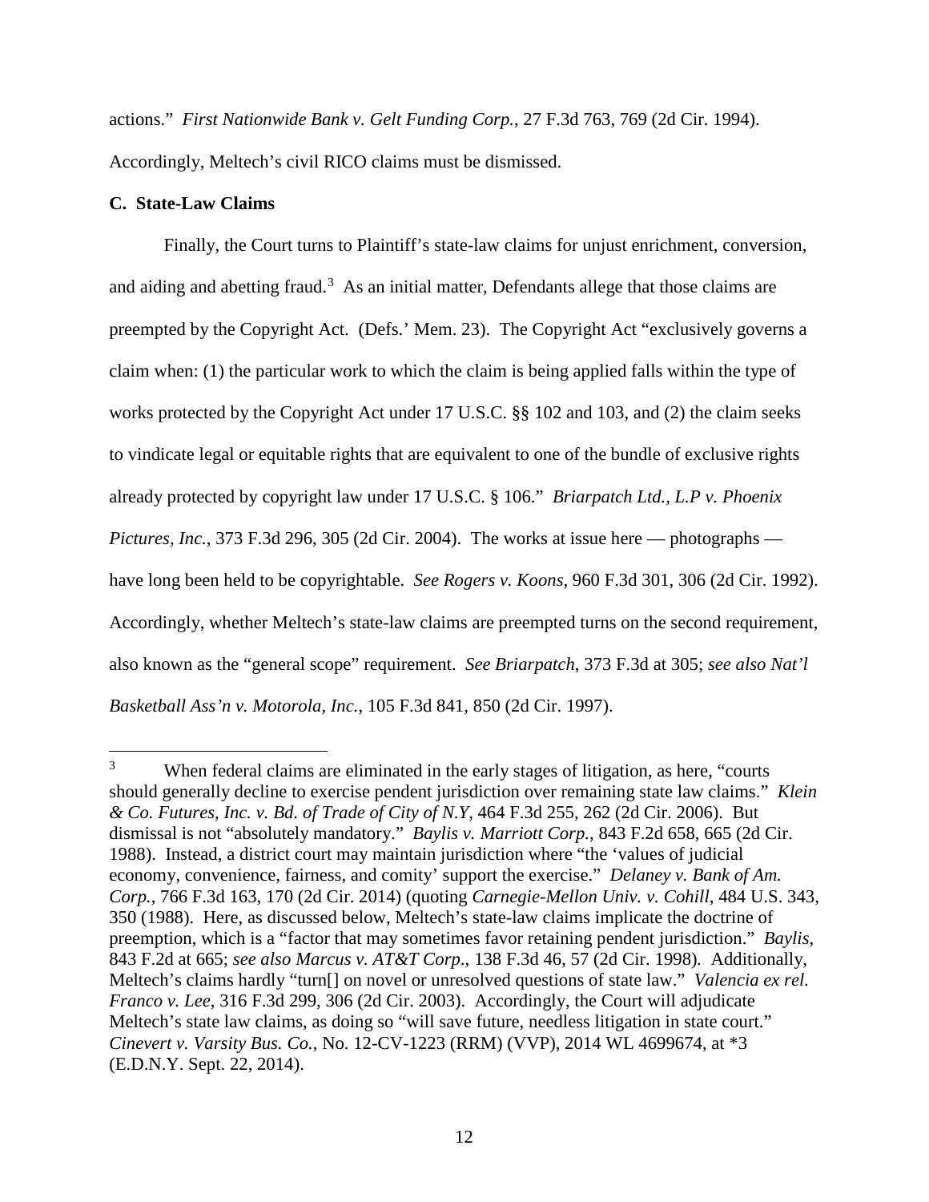actions." *First Nationwide Bank v. Gelt Funding Corp.*, 27 F.3d 763, 769 (2d Cir. 1994). Accordingly, Meltech's civil RICO claims must be dismissed.

**C. State-Law Claims**

Finally, the Court turns to Plaintiff's state-law claims for unjust enrichment, conversion, and aiding and abetting fraud.[3] As an initial matter, Defendants allege that those claims are preempted by the Copyright Act. (Defs.' Mem. 23). The Copyright Act "exclusively governs a claim when: (1) the particular work to which the claim is being applied falls within the type of works protected by the Copyright Act under 17 U.S.C. §§ 102 and 103, and (2) the claim seeks to vindicate legal or equitable rights that are equivalent to one of the bundle of exclusive rights already protected by copyright law under 17 U.S.C. § 106." *Briarpatch Ltd., L.P v. Phoenix Pictures, Inc.*, 373 F.3d 296, 305 (2d Cir. 2004). The works at issue here — photographs — have long been held to be copyrightable. *See Rogers v. Koons*, 960 F.3d 301, 306 (2d Cir. 1992). Accordingly, whether Meltech's state-law claims are preempted turns on the second requirement, also known as the "general scope" requirement. *See Briarpatch*, 373 F.3d at 305; *see also Nat'l Basketball Ass'n v. Motorola, Inc.*, 105 F.3d 841, 850 (2d Cir. 1997).

---

[3] When federal claims are eliminated in the early stages of litigation, as here, "courts should generally decline to exercise pendent jurisdiction over remaining state law claims." *Klein & Co. Futures, Inc. v. Bd. of Trade of City of N.Y*, 464 F.3d 255, 262 (2d Cir. 2006). But dismissal is not "absolutely mandatory." *Baylis v. Marriott Corp.*, 843 F.2d 658, 665 (2d Cir. 1988). Instead, a district court may maintain jurisdiction where "the 'values of judicial economy, convenience, fairness, and comity' support the exercise." *Delaney v. Bank of Am. Corp.*, 766 F.3d 163, 170 (2d Cir. 2014) (quoting *Carnegie-Mellon Univ. v. Cohill*, 484 U.S. 343, 350 (1988). Here, as discussed below, Meltech's state-law claims implicate the doctrine of preemption, which is a "factor that may sometimes favor retaining pendent jurisdiction." *Baylis*, 843 F.2d at 665; *see also Marcus v. AT&T Corp.*, 138 F.3d 46, 57 (2d Cir. 1998). Additionally, Meltech's claims hardly "turn[] on novel or unresolved questions of state law." *Valencia ex rel. Franco v. Lee*, 316 F.3d 299, 306 (2d Cir. 2003). Accordingly, the Court will adjudicate Meltech's state law claims, as doing so "will save future, needless litigation in state court." *Cinevert v. Varsity Bus. Co.*, No. 12-CV-1223 (RRM) (VVP), 2014 WL 4699674, at *3 (E.D.N.Y. Sept. 22, 2014).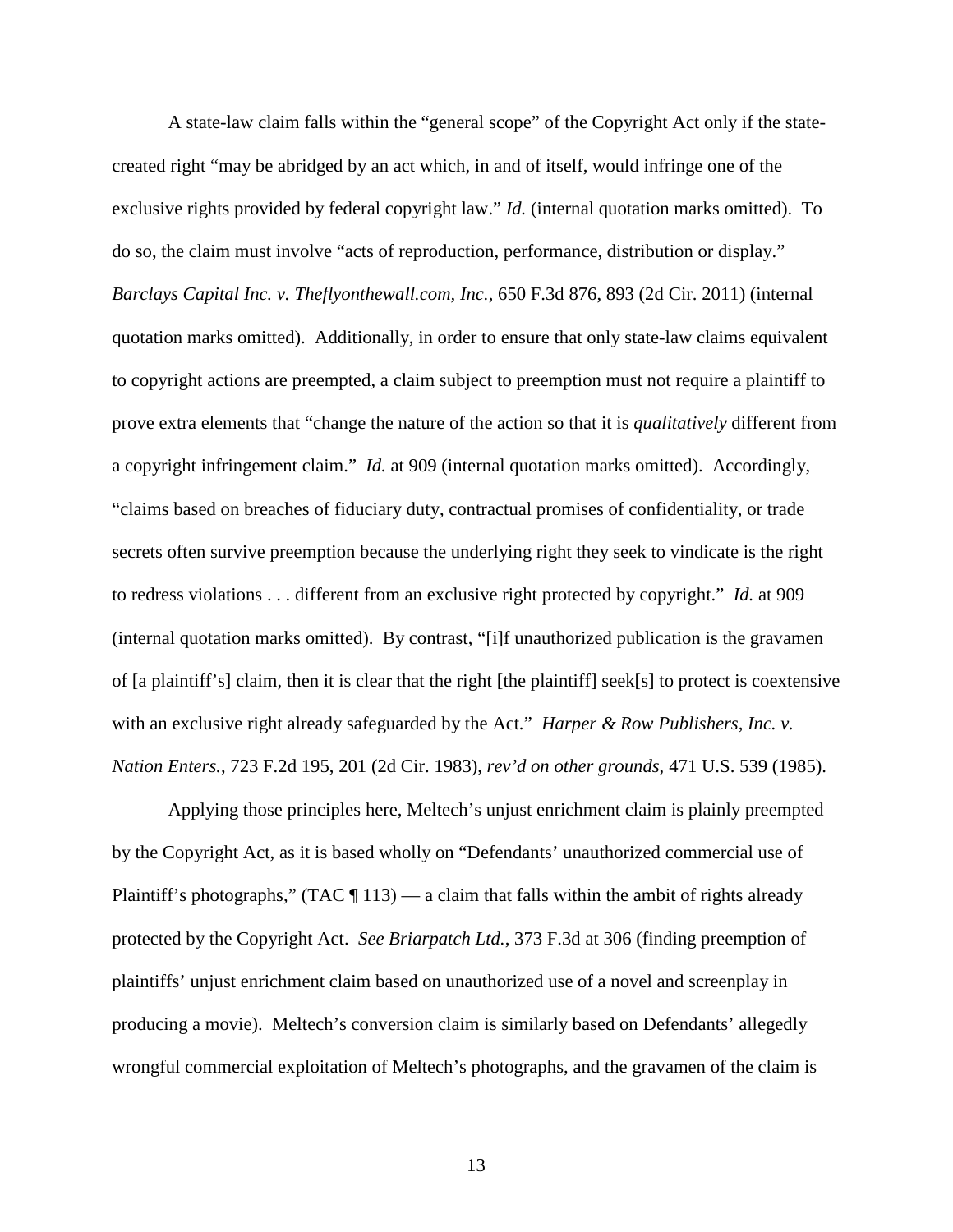A state-law claim falls within the "general scope" of the Copyright Act only if the state-created right "may be abridged by an act which, in and of itself, would infringe one of the exclusive rights provided by federal copyright law." *Id.* (internal quotation marks omitted). To do so, the claim must involve "acts of reproduction, performance, distribution or display." *Barclays Capital Inc. v. Theflyonthewall.com, Inc.*, 650 F.3d 876, 893 (2d Cir. 2011) (internal quotation marks omitted). Additionally, in order to ensure that only state-law claims equivalent to copyright actions are preempted, a claim subject to preemption must not require a plaintiff to prove extra elements that "change the nature of the action so that it is *qualitatively* different from a copyright infringement claim." *Id.* at 909 (internal quotation marks omitted). Accordingly, "claims based on breaches of fiduciary duty, contractual promises of confidentiality, or trade secrets often survive preemption because the underlying right they seek to vindicate is the right to redress violations . . . different from an exclusive right protected by copyright." *Id.* at 909 (internal quotation marks omitted). By contrast, "[i]f unauthorized publication is the gravamen of [a plaintiff's] claim, then it is clear that the right [the plaintiff] seek[s] to protect is coextensive with an exclusive right already safeguarded by the Act." *Harper & Row Publishers, Inc. v. Nation Enters.*, 723 F.2d 195, 201 (2d Cir. 1983), *rev'd on other grounds*, 471 U.S. 539 (1985).

Applying those principles here, Meltech's unjust enrichment claim is plainly preempted by the Copyright Act, as it is based wholly on "Defendants' unauthorized commercial use of Plaintiff's photographs," (TAC ¶ 113) — a claim that falls within the ambit of rights already protected by the Copyright Act. *See Briarpatch Ltd.*, 373 F.3d at 306 (finding preemption of plaintiffs' unjust enrichment claim based on unauthorized use of a novel and screenplay in producing a movie). Meltech's conversion claim is similarly based on Defendants' allegedly wrongful commercial exploitation of Meltech's photographs, and the gravamen of the claim is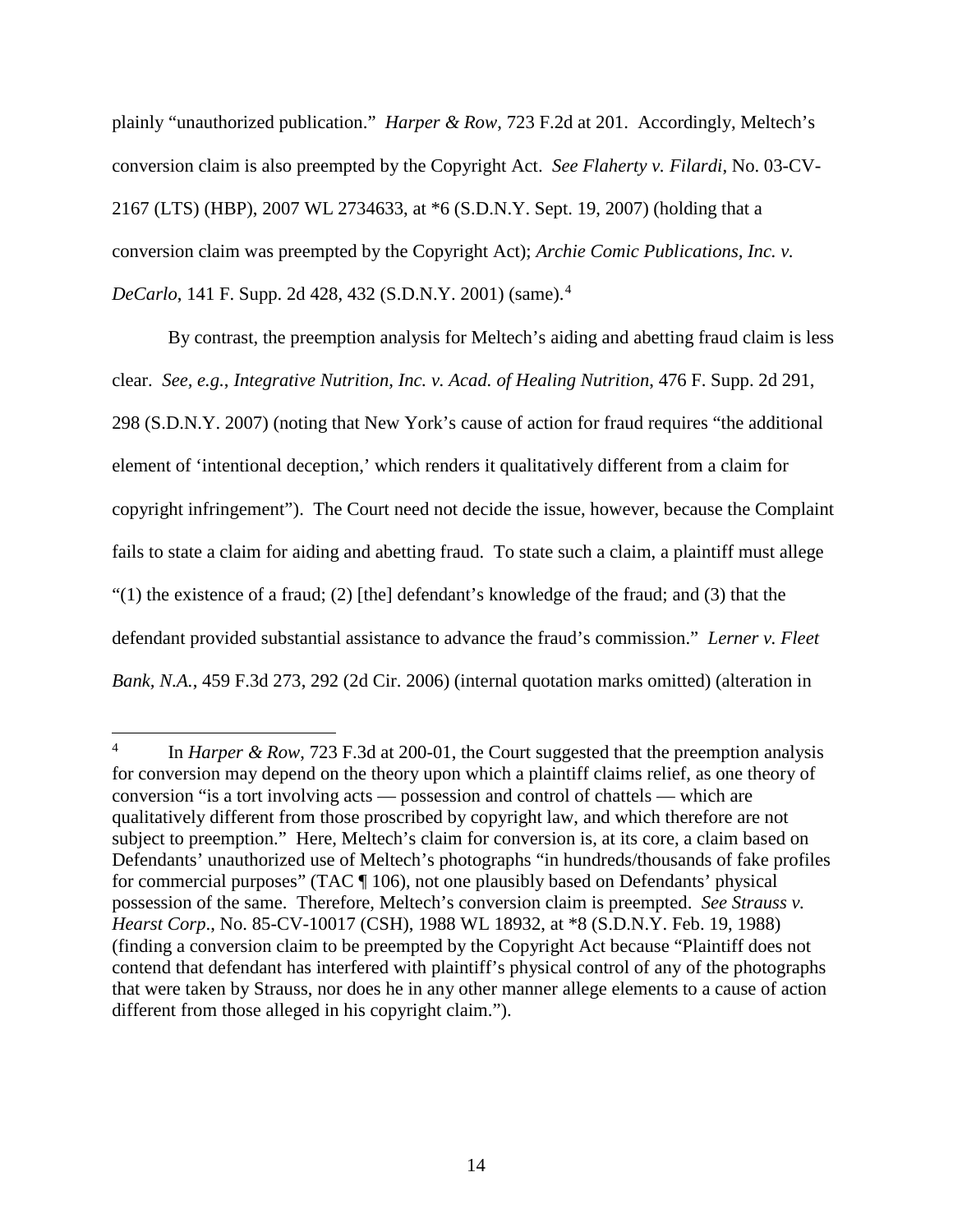plainly "unauthorized publication." *Harper & Row*, 723 F.2d at 201. Accordingly, Meltech's conversion claim is also preempted by the Copyright Act. *See Flaherty v. Filardi*, No. 03-CV-2167 (LTS) (HBP), 2007 WL 2734633, at *6 (S.D.N.Y. Sept. 19, 2007) (holding that a conversion claim was preempted by the Copyright Act); *Archie Comic Publications, Inc. v. DeCarlo*, 141 F. Supp. 2d 428, 432 (S.D.N.Y. 2001) (same).[4]

By contrast, the preemption analysis for Meltech's aiding and abetting fraud claim is less clear. *See, e.g.*, *Integrative Nutrition, Inc. v. Acad. of Healing Nutrition*, 476 F. Supp. 2d 291, 298 (S.D.N.Y. 2007) (noting that New York's cause of action for fraud requires "the additional element of 'intentional deception,' which renders it qualitatively different from a claim for copyright infringement"). The Court need not decide the issue, however, because the Complaint fails to state a claim for aiding and abetting fraud. To state such a claim, a plaintiff must allege "(1) the existence of a fraud; (2) [the] defendant's knowledge of the fraud; and (3) that the defendant provided substantial assistance to advance the fraud's commission." *Lerner v. Fleet Bank, N.A.*, 459 F.3d 273, 292 (2d Cir. 2006) (internal quotation marks omitted) (alteration in

---

[4] In *Harper & Row*, 723 F.3d at 200-01, the Court suggested that the preemption analysis for conversion may depend on the theory upon which a plaintiff claims relief, as one theory of conversion "is a tort involving acts — possession and control of chattels — which are qualitatively different from those proscribed by copyright law, and which therefore are not subject to preemption." Here, Meltech's claim for conversion is, at its core, a claim based on Defendants' unauthorized use of Meltech's photographs "in hundreds/thousands of fake profiles for commercial purposes" (TAC ¶ 106), not one plausibly based on Defendants' physical possession of the same. Therefore, Meltech's conversion claim is preempted. *See Strauss v. Hearst Corp*., No. 85-CV-10017 (CSH), 1988 WL 18932, at *8 (S.D.N.Y. Feb. 19, 1988) (finding a conversion claim to be preempted by the Copyright Act because "Plaintiff does not contend that defendant has interfered with plaintiff's physical control of any of the photographs that were taken by Strauss, nor does he in any other manner allege elements to a cause of action different from those alleged in his copyright claim.").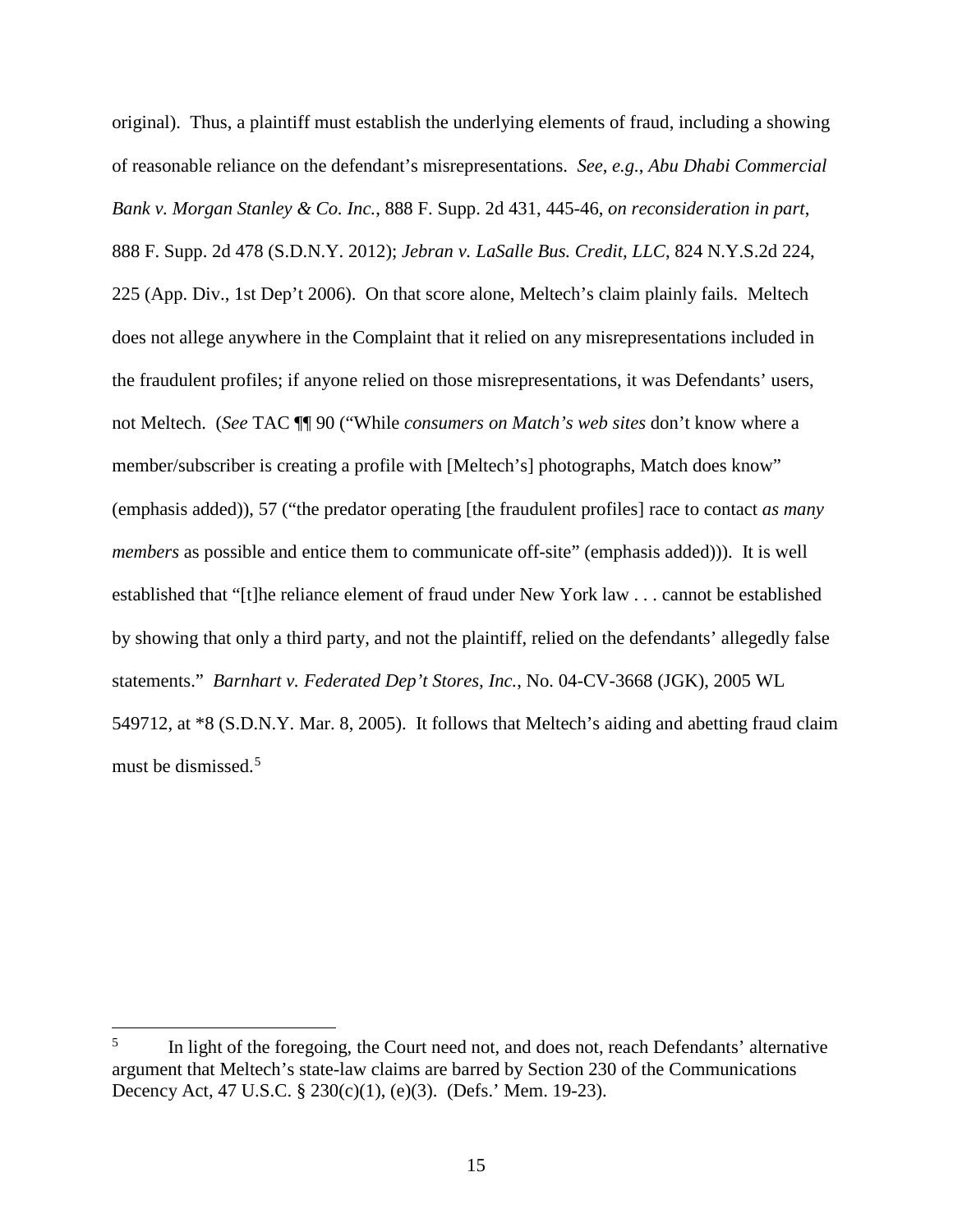original). Thus, a plaintiff must establish the underlying elements of fraud, including a showing of reasonable reliance on the defendant's misrepresentations. *See*, *e.g.*, *Abu Dhabi Commercial Bank v. Morgan Stanley & Co. Inc.*, 888 F. Supp. 2d 431, 445-46, *on reconsideration in part*, 888 F. Supp. 2d 478 (S.D.N.Y. 2012); *Jebran v. LaSalle Bus. Credit, LLC*, 824 N.Y.S.2d 224, 225 (App. Div., 1st Dep't 2006). On that score alone, Meltech's claim plainly fails. Meltech does not allege anywhere in the Complaint that it relied on any misrepresentations included in the fraudulent profiles; if anyone relied on those misrepresentations, it was Defendants' users, not Meltech. (*See* TAC ¶¶ 90 ("While *consumers on Match's web sites* don't know where a member/subscriber is creating a profile with [Meltech's] photographs, Match does know" (emphasis added)), 57 ("the predator operating [the fraudulent profiles] race to contact *as many members* as possible and entice them to communicate off-site" (emphasis added))). It is well established that "[t]he reliance element of fraud under New York law . . . cannot be established by showing that only a third party, and not the plaintiff, relied on the defendants' allegedly false statements." *Barnhart v. Federated Dep't Stores, Inc.*, No. 04-CV-3668 (JGK), 2005 WL 549712, at *8 (S.D.N.Y. Mar. 8, 2005). It follows that Meltech's aiding and abetting fraud claim must be dismissed.[5]

---

[5] In light of the foregoing, the Court need not, and does not, reach Defendants' alternative argument that Meltech's state-law claims are barred by Section 230 of the Communications Decency Act, 47 U.S.C. § 230(c)(1), (e)(3). (Defs.' Mem. 19-23).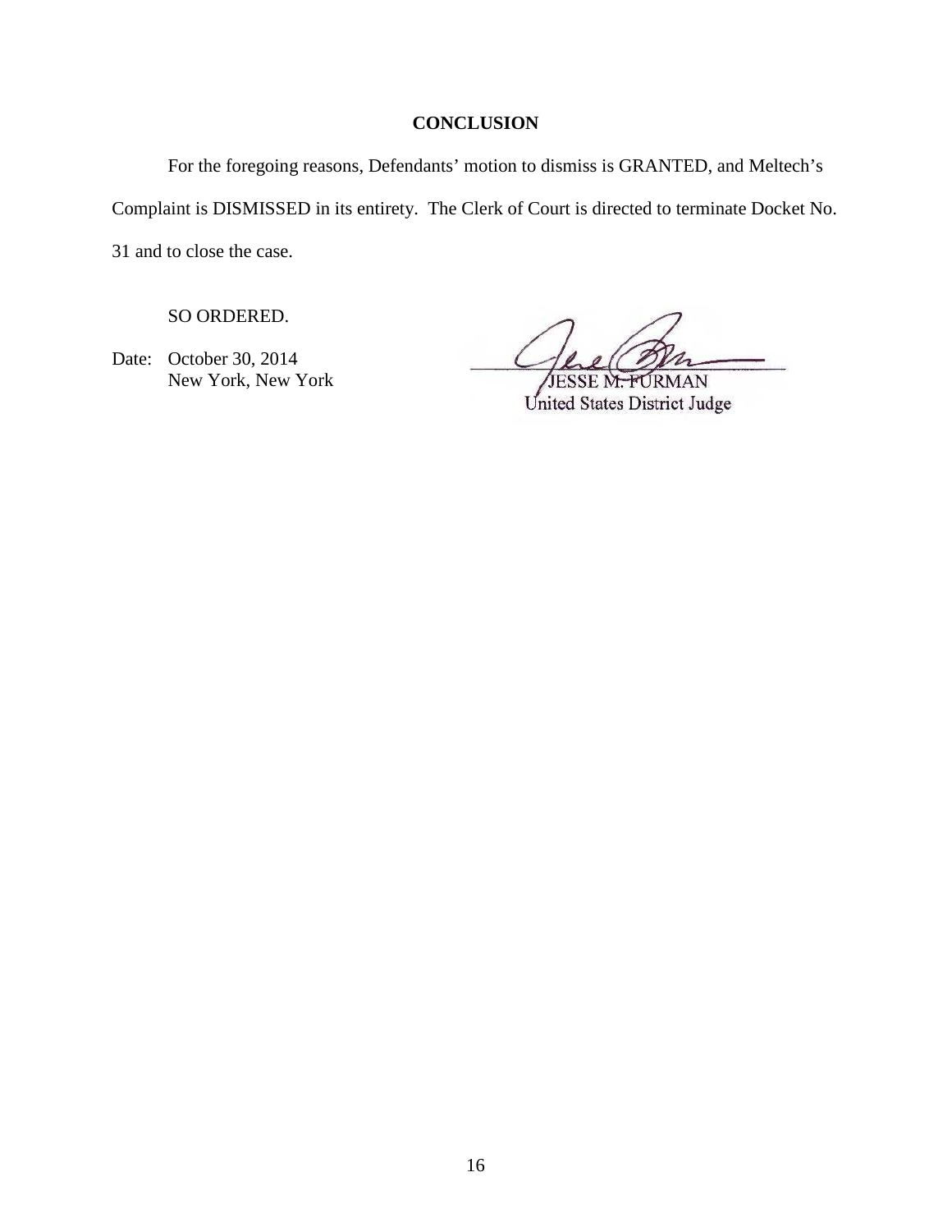## CONCLUSION

For the foregoing reasons, Defendants' motion to dismiss is GRANTED, and Meltech's Complaint is DISMISSED in its entirety. The Clerk of Court is directed to terminate Docket No. 31 and to close the case.

SO ORDERED.

Date: October 30, 2014
New York, New York

JESSE M. FURMAN
United States District Judge